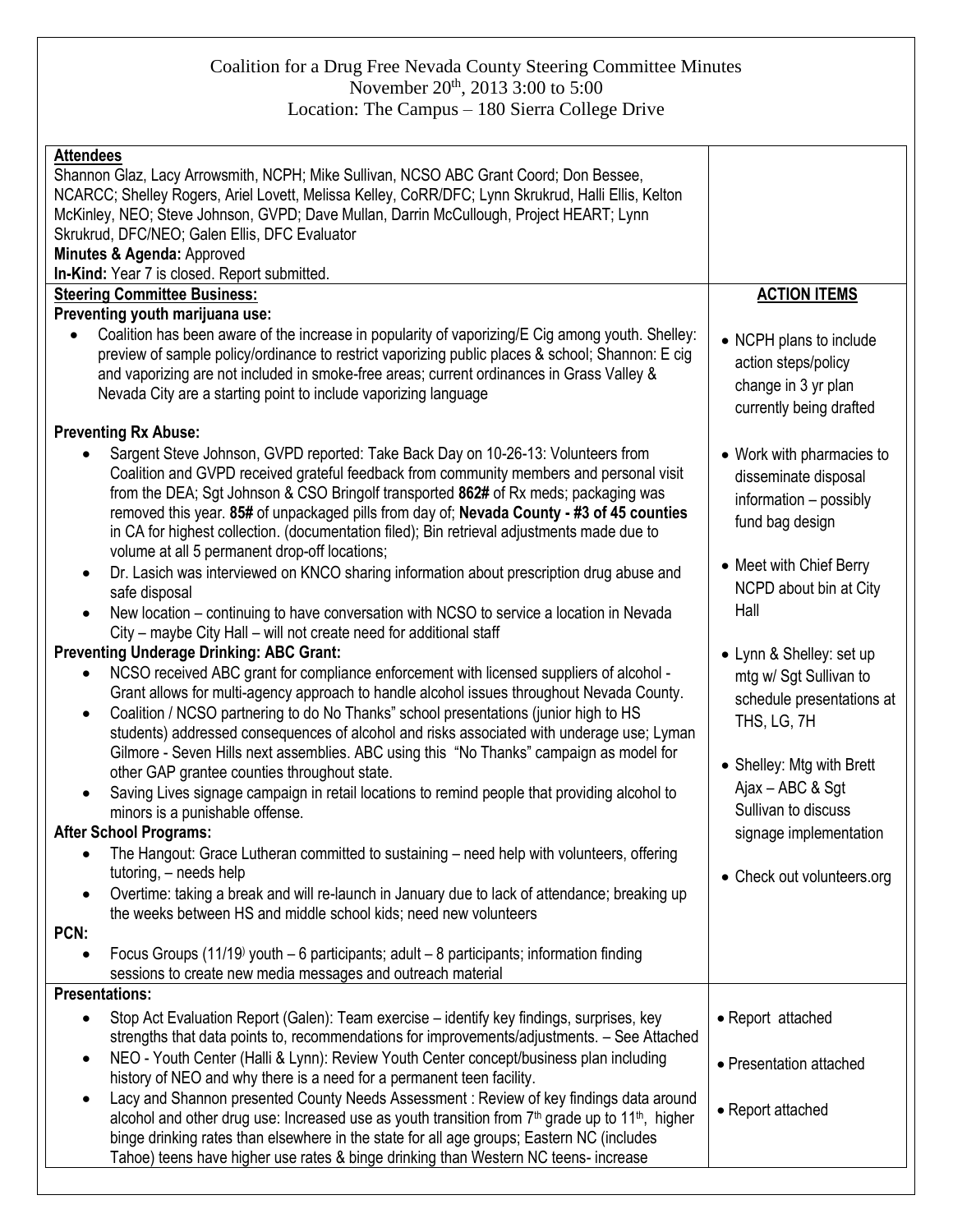# Coalition for a Drug Free Nevada County Steering Committee Minutes

November 20th, 2013 3:00 to 5:00

Location: The Campus – 180 Sierra College Drive

| | |
|---|---|
| **Attendees**<br>Shannon Glaz, Lacy Arrowsmith, NCPH; Mike Sullivan, NCSO ABC Grant Coord; Don Bessee, NCARCC; Shelley Rogers, Ariel Lovett, Melissa Kelley, CoRR/DFC; Lynn Skrukrud, Halli Ellis, Kelton McKinley, NEO; Steve Johnson, GVPD; Dave Mullan, Darrin McCullough, Project HEART; Lynn Skrukrud, DFC/NEO; Galen Ellis, DFC Evaluator<br>**Minutes & Agenda:** Approved<br>**In-Kind:** Year 7 is closed. Report submitted. | |
| **Steering Committee Business:** | **ACTION ITEMS** |
| **Preventing youth marijuana use:**<br>• Coalition has been aware of the increase in popularity of vaporizing/E Cig among youth. Shelley: preview of sample policy/ordinance to restrict vaporizing public places & school; Shannon: E cig and vaporizing are not included in smoke-free areas; current ordinances in Grass Valley & Nevada City are a starting point to include vaporizing language | • NCPH plans to include action steps/policy change in 3 yr plan currently being drafted |
| **Preventing Rx Abuse:**<br>• Sargent Steve Johnson, GVPD reported: Take Back Day on 10-26-13: Volunteers from Coalition and GVPD received grateful feedback from community members and personal visit from the DEA; Sgt Johnson & CSO Bringolf transported **862#** of Rx meds; packaging was removed this year. **85#** of unpackaged pills from day of; **Nevada County - #3 of 45 counties** in CA for highest collection. (documentation filed); Bin retrieval adjustments made due to volume at all 5 permanent drop-off locations;<br>• Dr. Lasich was interviewed on KNCO sharing information about prescription drug abuse and safe disposal<br>• New location – continuing to have conversation with NCSO to service a location in Nevada City – maybe City Hall – will not create need for additional staff | • Work with pharmacies to disseminate disposal information – possibly fund bag design<br><br>• Meet with Chief Berry NCPD about bin at City Hall |
| **Preventing Underage Drinking: ABC Grant:**<br>• NCSO received ABC grant for compliance enforcement with licensed suppliers of alcohol - Grant allows for multi-agency approach to handle alcohol issues throughout Nevada County.<br>• Coalition / NCSO partnering to do No Thanks" school presentations (junior high to HS students) addressed consequences of alcohol and risks associated with underage use; Lyman Gilmore - Seven Hills next assemblies. ABC using this "No Thanks" campaign as model for other GAP grantee counties throughout state.<br>• Saving Lives signage campaign in retail locations to remind people that providing alcohol to minors is a punishable offense. | • Lynn & Shelley: set up mtg w/ Sgt Sullivan to schedule presentations at THS, LG, 7H<br><br>• Shelley: Mtg with Brett Ajax – ABC & Sgt Sullivan to discuss signage implementation |
| **After School Programs:**<br>• The Hangout: Grace Lutheran committed to sustaining – need help with volunteers, offering tutoring, – needs help<br>• Overtime: taking a break and will re-launch in January due to lack of attendance; breaking up the weeks between HS and middle school kids; need new volunteers | • Check out volunteers.org |
| **PCN:**<br>• Focus Groups (11/19) youth – 6 participants; adult – 8 participants; information finding sessions to create new media messages and outreach material | |
| **Presentations:** | |
| • Stop Act Evaluation Report (Galen): Team exercise – identify key findings, surprises, key strengths that data points to, recommendations for improvements/adjustments. – See Attached | • Report attached |
| • NEO - Youth Center (Halli & Lynn): Review Youth Center concept/business plan including history of NEO and why there is a need for a permanent teen facility. | • Presentation attached |
| • Lacy and Shannon presented County Needs Assessment : Review of key findings data around alcohol and other drug use: Increased use as youth transition from 7th grade up to 11th, higher binge drinking rates than elsewhere in the state for all age groups; Eastern NC (includes Tahoe) teens have higher use rates & binge drinking than Western NC teens- increase | • Report attached |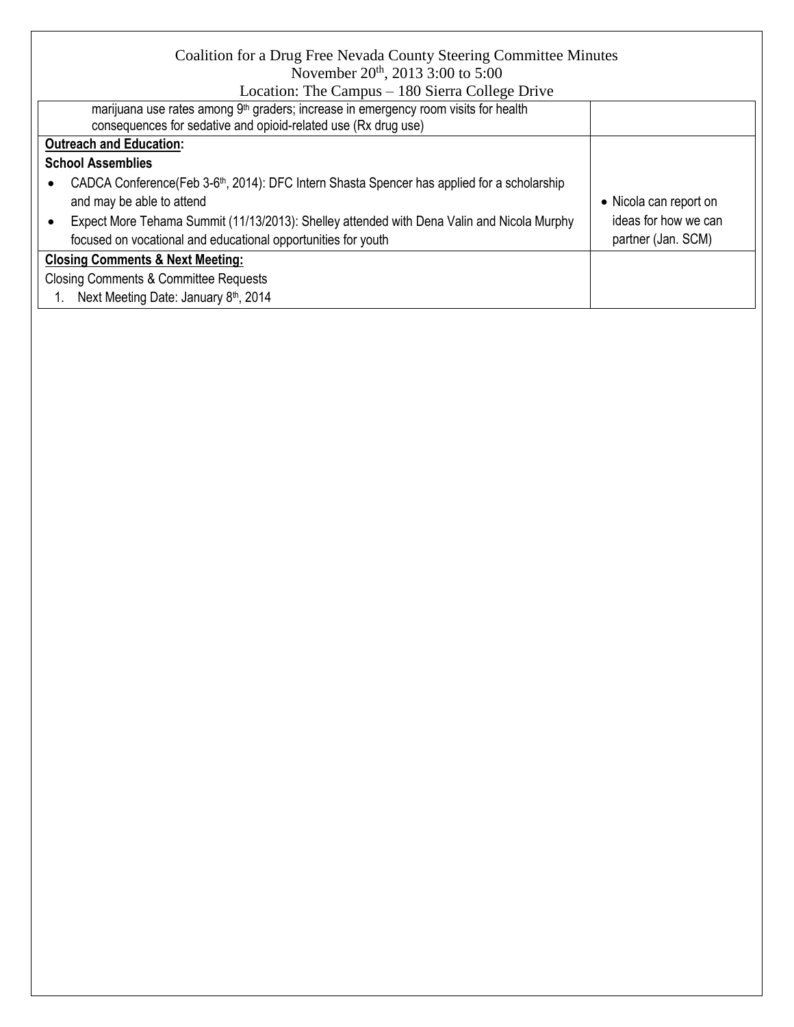| | |
|---|---|
| marijuana use rates among 9th graders; increase in emergency room visits for health consequences for sedative and opioid-related use (Rx drug use) | |
| **Outreach and Education:**<br>**School Assemblies**<br>• CADCA Conference(Feb 3-6th, 2014): DFC Intern Shasta Spencer has applied for a scholarship and may be able to attend<br>• Expect More Tehama Summit (11/13/2013): Shelley attended with Dena Valin and Nicola Murphy focused on vocational and educational opportunities for youth | • Nicola can report on ideas for how we can partner (Jan. SCM) |
| **Closing Comments & Next Meeting:**<br>Closing Comments & Committee Requests<br>1. Next Meeting Date: January 8th, 2014 | |